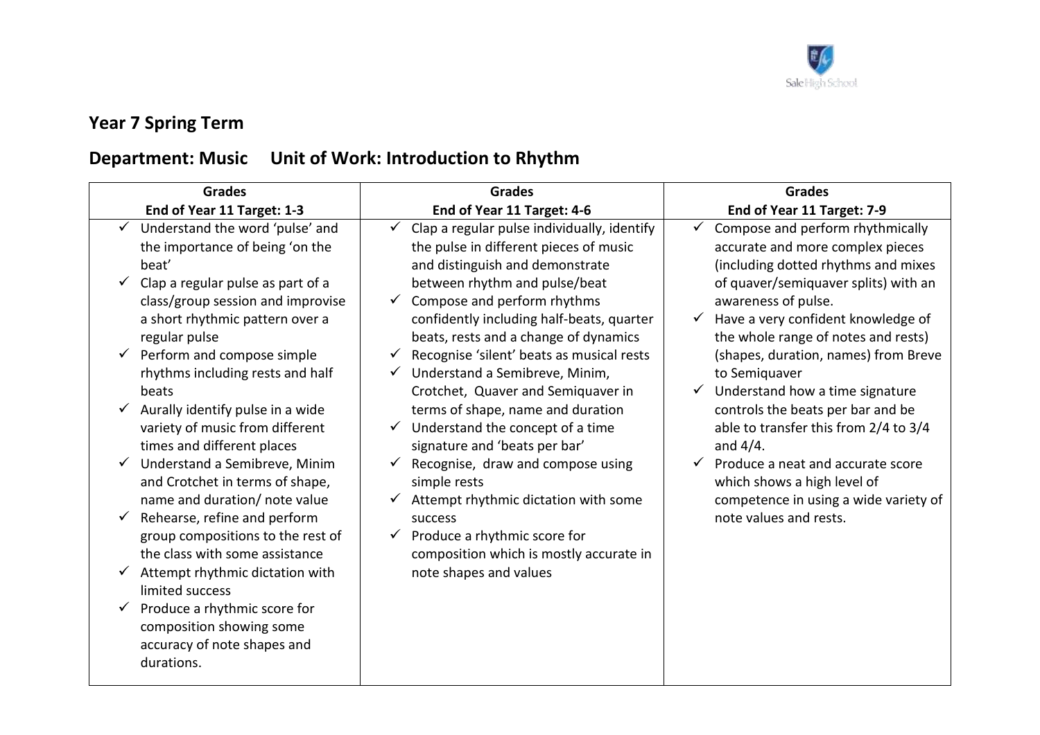## Year 7 Spring Term

## Department: Music    Unit of Work: Introduction to Rhythm

| Grades<br>End of Year 11 Target: 1-3 | Grades<br>End of Year 11 Target: 4-6 | Grades<br>End of Year 11 Target: 7-9 |
|---|---|---|
| ✓ Understand the word 'pulse' and the importance of being 'on the beat'<br>✓ Clap a regular pulse as part of a class/group session and improvise a short rhythmic pattern over a regular pulse<br>✓ Perform and compose simple rhythms including rests and half beats<br>✓ Aurally identify pulse in a wide variety of music from different times and different places<br>✓ Understand a Semibreve, Minim and Crotchet in terms of shape, name and duration/ note value<br>✓ Rehearse, refine and perform group compositions to the rest of the class with some assistance<br>✓ Attempt rhythmic dictation with limited success<br>✓ Produce a rhythmic score for composition showing some accuracy of note shapes and durations. | ✓ Clap a regular pulse individually, identify the pulse in different pieces of music and distinguish and demonstrate between rhythm and pulse/beat<br>✓ Compose and perform rhythms confidently including half-beats, quarter beats, rests and a change of dynamics<br>✓ Recognise 'silent' beats as musical rests<br>✓ Understand a Semibreve, Minim, Crotchet, Quaver and Semiquaver in terms of shape, name and duration<br>✓ Understand the concept of a time signature and 'beats per bar'<br>✓ Recognise, draw and compose using simple rests<br>✓ Attempt rhythmic dictation with some success<br>✓ Produce a rhythmic score for composition which is mostly accurate in note shapes and values | ✓ Compose and perform rhythmically accurate and more complex pieces (including dotted rhythms and mixes of quaver/semiquaver splits) with an awareness of pulse.<br>✓ Have a very confident knowledge of the whole range of notes and rests) (shapes, duration, names) from Breve to Semiquaver<br>✓ Understand how a time signature controls the beats per bar and be able to transfer this from 2/4 to 3/4 and 4/4.<br>✓ Produce a neat and accurate score which shows a high level of competence in using a wide variety of note values and rests. |